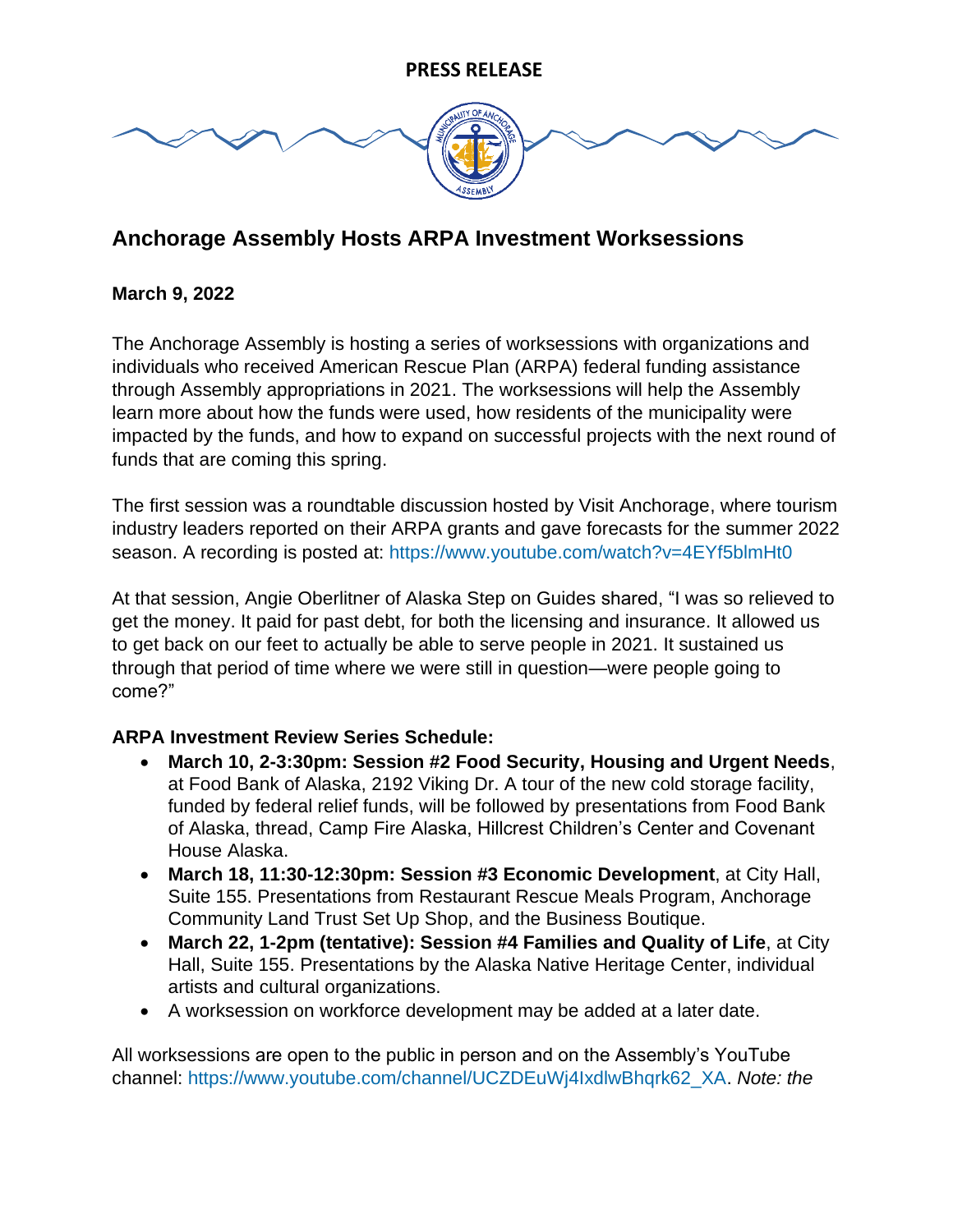**PRESS RELEASE**

# Anchorage Assembly Hosts ARPA Investment Worksessions

**March 9, 2022**

The Anchorage Assembly is hosting a series of worksessions with organizations and individuals who received American Rescue Plan (ARPA) federal funding assistance through Assembly appropriations in 2021. The worksessions will help the Assembly learn more about how the funds were used, how residents of the municipality were impacted by the funds, and how to expand on successful projects with the next round of funds that are coming this spring.

The first session was a roundtable discussion hosted by Visit Anchorage, where tourism industry leaders reported on their ARPA grants and gave forecasts for the summer 2022 season. A recording is posted at: https://www.youtube.com/watch?v=4EYf5blmHt0

At that session, Angie Oberlitner of Alaska Step on Guides shared, "I was so relieved to get the money. It paid for past debt, for both the licensing and insurance. It allowed us to get back on our feet to actually be able to serve people in 2021. It sustained us through that period of time where we were still in question—were people going to come?"

**ARPA Investment Review Series Schedule:**

- **March 10, 2-3:30pm: Session #2 Food Security, Housing and Urgent Needs**, at Food Bank of Alaska, 2192 Viking Dr. A tour of the new cold storage facility, funded by federal relief funds, will be followed by presentations from Food Bank of Alaska, thread, Camp Fire Alaska, Hillcrest Children's Center and Covenant House Alaska.
- **March 18, 11:30-12:30pm: Session #3 Economic Development**, at City Hall, Suite 155. Presentations from Restaurant Rescue Meals Program, Anchorage Community Land Trust Set Up Shop, and the Business Boutique.
- **March 22, 1-2pm (tentative): Session #4 Families and Quality of Life**, at City Hall, Suite 155. Presentations by the Alaska Native Heritage Center, individual artists and cultural organizations.
- A worksession on workforce development may be added at a later date.

All worksessions are open to the public in person and on the Assembly's YouTube channel: https://www.youtube.com/channel/UCZDEuWj4IxdlwBhqrk62_XA. *Note: the*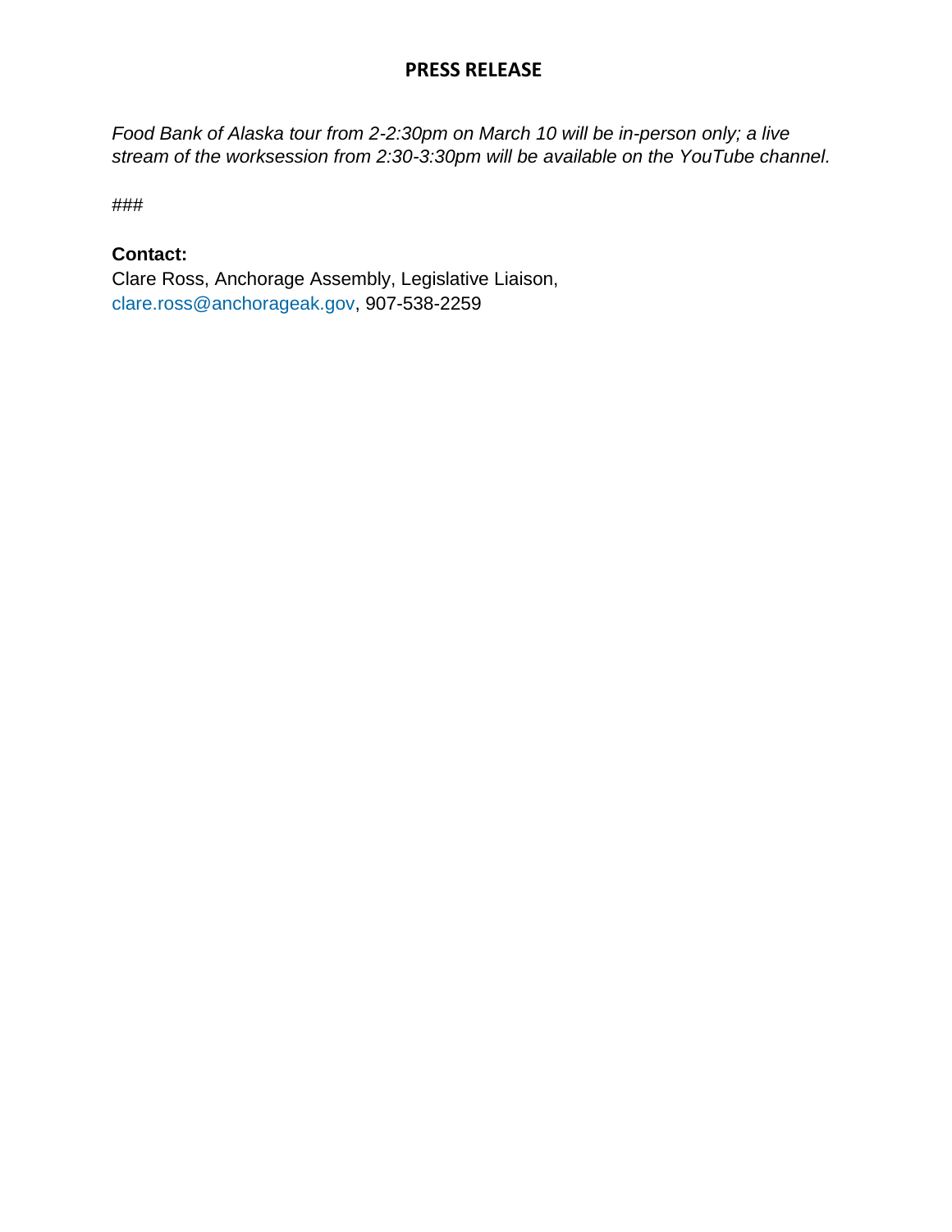**PRESS RELEASE**

*Food Bank of Alaska tour from 2-2:30pm on March 10 will be in-person only; a live stream of the worksession from 2:30-3:30pm will be available on the YouTube channel.*

###

**Contact:**
Clare Ross, Anchorage Assembly, Legislative Liaison,
clare.ross@anchorageak.gov, 907-538-2259